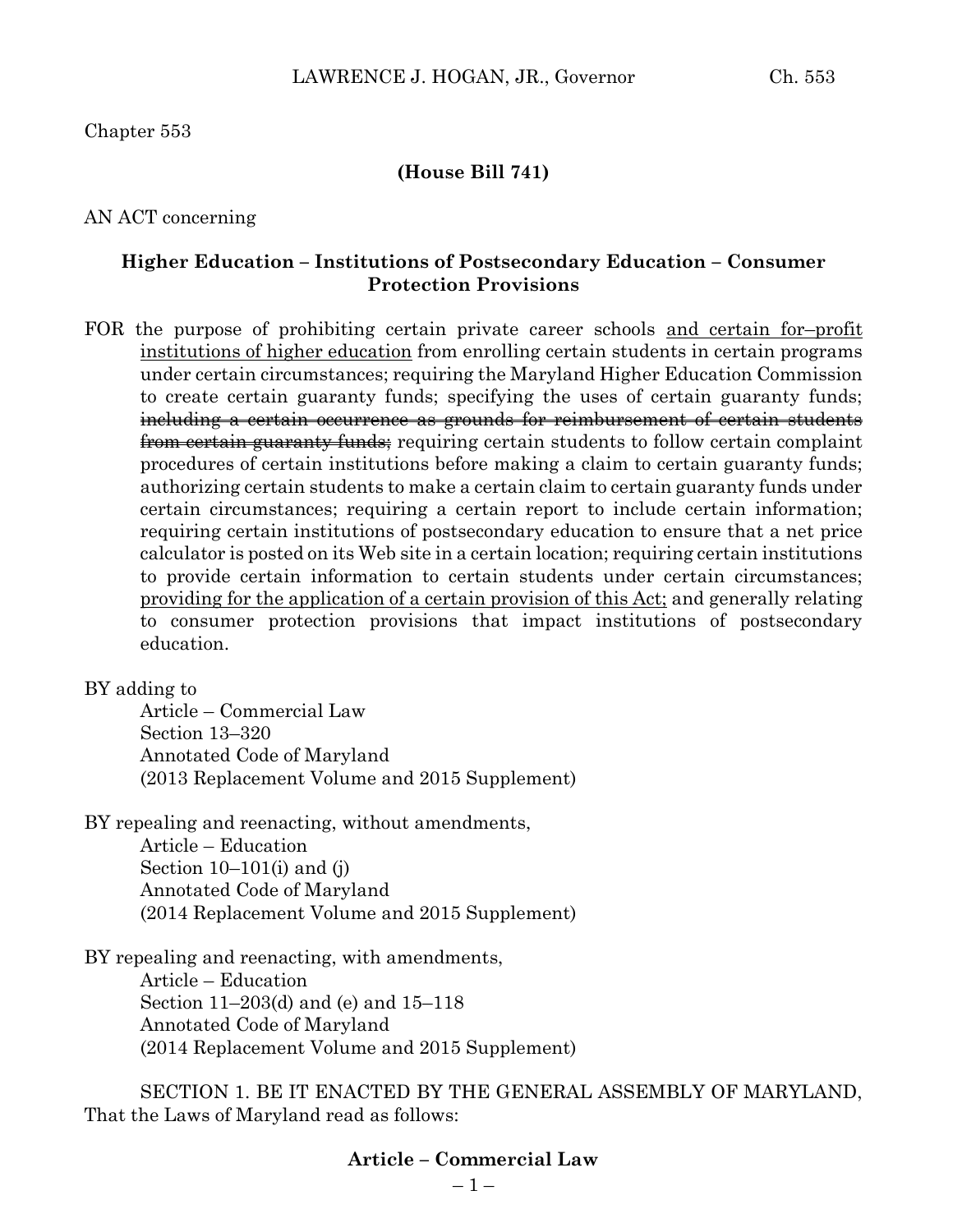Chapter 553

**(House Bill 741)**

AN ACT concerning

**Higher Education – Institutions of Postsecondary Education – Consumer Protection Provisions**

FOR the purpose of prohibiting certain private career schools <u>and certain for–profit institutions of higher education</u> from enrolling certain students in certain programs under certain circumstances; requiring the Maryland Higher Education Commission to create certain guaranty funds; specifying the uses of certain guaranty funds; ~~including a certain occurrence as grounds for reimbursement of certain students from certain guaranty funds;~~ requiring certain students to follow certain complaint procedures of certain institutions before making a claim to certain guaranty funds; authorizing certain students to make a certain claim to certain guaranty funds under certain circumstances; requiring a certain report to include certain information; requiring certain institutions of postsecondary education to ensure that a net price calculator is posted on its Web site in a certain location; requiring certain institutions to provide certain information to certain students under certain circumstances; <u>providing for the application of a certain provision of this Act;</u> and generally relating to consumer protection provisions that impact institutions of postsecondary education.

BY adding to
Article – Commercial Law
Section 13–320
Annotated Code of Maryland
(2013 Replacement Volume and 2015 Supplement)

BY repealing and reenacting, without amendments,
Article – Education
Section 10–101(i) and (j)
Annotated Code of Maryland
(2014 Replacement Volume and 2015 Supplement)

BY repealing and reenacting, with amendments,
Article – Education
Section 11–203(d) and (e) and 15–118
Annotated Code of Maryland
(2014 Replacement Volume and 2015 Supplement)

SECTION 1. BE IT ENACTED BY THE GENERAL ASSEMBLY OF MARYLAND, That the Laws of Maryland read as follows:

**Article – Commercial Law**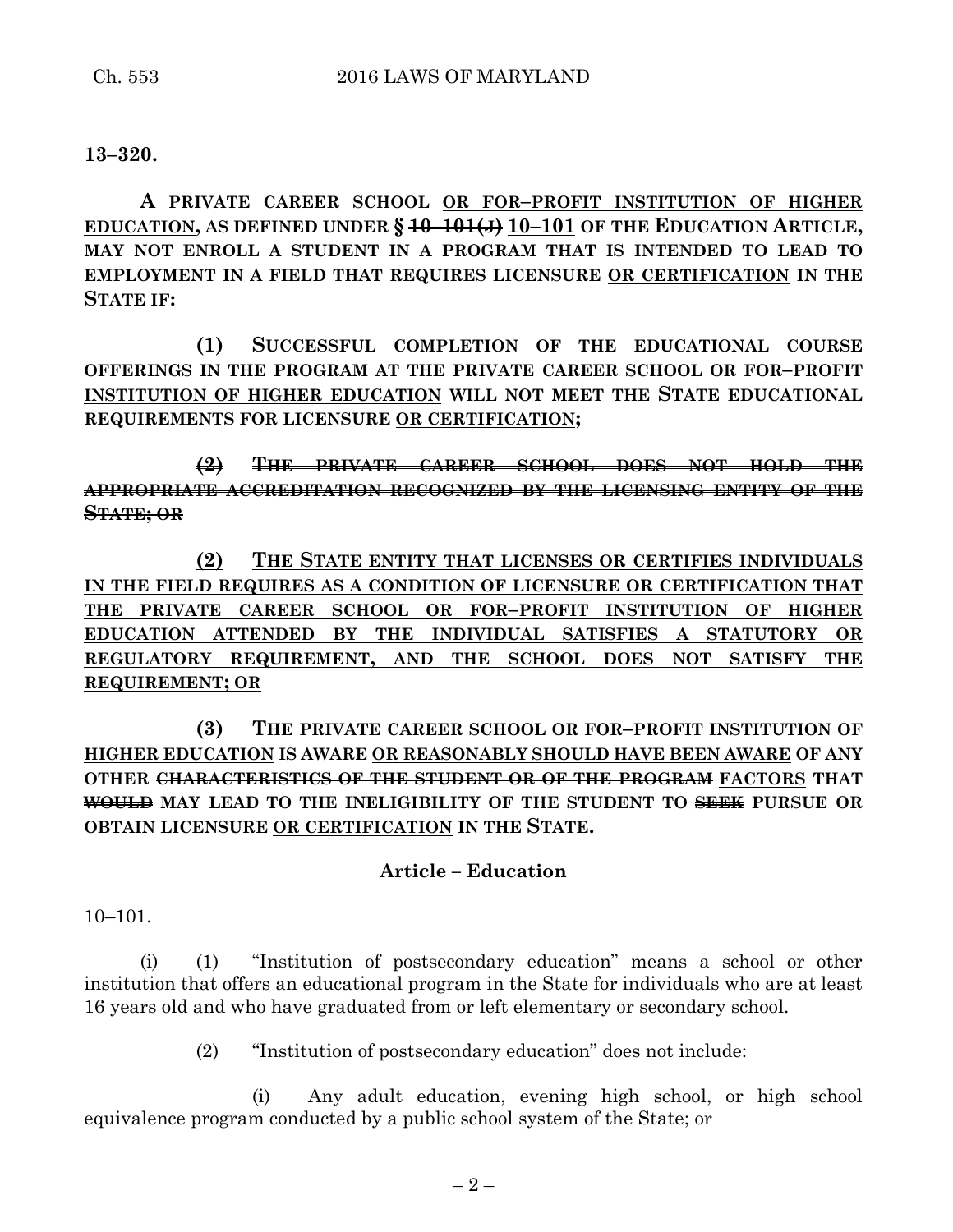**13–320.**

**A PRIVATE CAREER SCHOOL <u>OR FOR–PROFIT INSTITUTION OF HIGHER EDUCATION</u>, AS DEFINED UNDER § ~~10–101(J)~~ <u>10–101</u> OF THE EDUCATION ARTICLE, MAY NOT ENROLL A STUDENT IN A PROGRAM THAT IS INTENDED TO LEAD TO EMPLOYMENT IN A FIELD THAT REQUIRES LICENSURE <u>OR CERTIFICATION</u> IN THE STATE IF:**

**(1) SUCCESSFUL COMPLETION OF THE EDUCATIONAL COURSE OFFERINGS IN THE PROGRAM AT THE PRIVATE CAREER SCHOOL <u>OR FOR–PROFIT INSTITUTION OF HIGHER EDUCATION</u> WILL NOT MEET THE STATE EDUCATIONAL REQUIREMENTS FOR LICENSURE <u>OR CERTIFICATION</u>;**

**~~(2) THE PRIVATE CAREER SCHOOL DOES NOT HOLD THE APPROPRIATE ACCREDITATION RECOGNIZED BY THE LICENSING ENTITY OF THE STATE; OR~~**

**<u>(2) THE STATE ENTITY THAT LICENSES OR CERTIFIES INDIVIDUALS IN THE FIELD REQUIRES AS A CONDITION OF LICENSURE OR CERTIFICATION THAT THE PRIVATE CAREER SCHOOL OR FOR–PROFIT INSTITUTION OF HIGHER EDUCATION ATTENDED BY THE INDIVIDUAL SATISFIES A STATUTORY OR REGULATORY REQUIREMENT, AND THE SCHOOL DOES NOT SATISFY THE REQUIREMENT; OR</u>**

**(3) THE PRIVATE CAREER SCHOOL <u>OR FOR–PROFIT INSTITUTION OF HIGHER EDUCATION</u> IS AWARE <u>OR REASONABLY SHOULD HAVE BEEN AWARE</u> OF ANY OTHER ~~CHARACTERISTICS OF THE STUDENT OR OF THE PROGRAM~~ <u>FACTORS</u> THAT ~~WOULD~~ <u>MAY</u> LEAD TO THE INELIGIBILITY OF THE STUDENT TO ~~SEEK~~ <u>PURSUE</u> OR OBTAIN LICENSURE <u>OR CERTIFICATION</u> IN THE STATE.**

**Article – Education**

10–101.

(i) (1) "Institution of postsecondary education" means a school or other institution that offers an educational program in the State for individuals who are at least 16 years old and who have graduated from or left elementary or secondary school.

(2) "Institution of postsecondary education" does not include:

(i) Any adult education, evening high school, or high school equivalence program conducted by a public school system of the State; or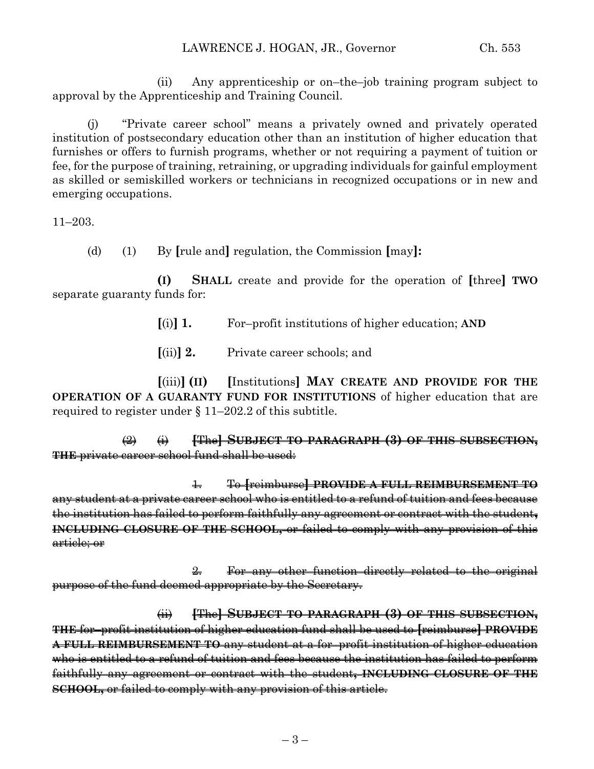(ii) Any apprenticeship or on–the–job training program subject to approval by the Apprenticeship and Training Council.

(j) "Private career school" means a privately owned and privately operated institution of postsecondary education other than an institution of higher education that furnishes or offers to furnish programs, whether or not requiring a payment of tuition or fee, for the purpose of training, retraining, or upgrading individuals for gainful employment as skilled or semiskilled workers or technicians in recognized occupations or in new and emerging occupations.

11–203.

(d) (1) By [rule and] regulation, the Commission [may]:

**(I) SHALL** create and provide for the operation of [three] **TWO** separate guaranty funds for:

[(i)] **1.** For–profit institutions of higher education; **AND**

[(ii)] **2.** Private career schools; and

[(iii)] **(II)** [Institutions] **MAY CREATE AND PROVIDE FOR THE OPERATION OF A GUARANTY FUND FOR INSTITUTIONS** of higher education that are required to register under § 11–202.2 of this subtitle.

~~(2) (i) **[The] SUBJECT TO PARAGRAPH (3) OF THIS SUBSECTION, THE** private career school fund shall be used:~~

~~1. To **[reimburse] PROVIDE A FULL REIMBURSEMENT TO** any student at a private career school who is entitled to a refund of tuition and fees because the institution has failed to perform faithfully any agreement or contract with the student**, INCLUDING CLOSURE OF THE SCHOOL,** or failed to comply with any provision of this article; or~~

~~2. For any other function directly related to the original purpose of the fund deemed appropriate by the Secretary.~~

~~(ii) **[The] SUBJECT TO PARAGRAPH (3) OF THIS SUBSECTION, THE** for–profit institution of higher education fund shall be used to **[reimburse] PROVIDE A FULL REIMBURSEMENT TO** any student at a for–profit institution of higher education who is entitled to a refund of tuition and fees because the institution has failed to perform faithfully any agreement or contract with the student**, INCLUDING CLOSURE OF THE SCHOOL,** or failed to comply with any provision of this article.~~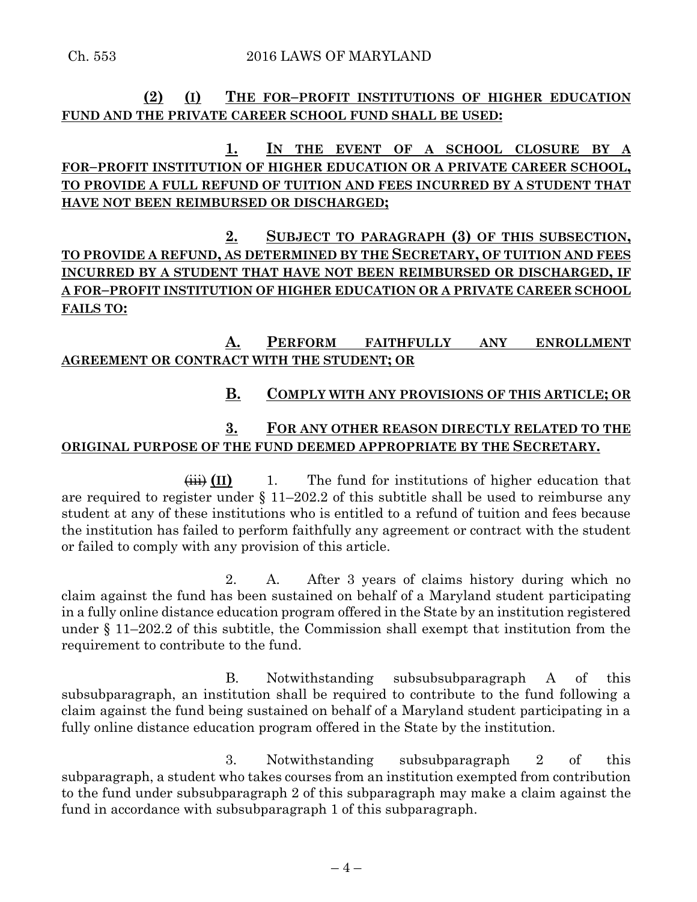**(2) (I) THE FOR–PROFIT INSTITUTIONS OF HIGHER EDUCATION FUND AND THE PRIVATE CAREER SCHOOL FUND SHALL BE USED:**

**1. IN THE EVENT OF A SCHOOL CLOSURE BY A FOR–PROFIT INSTITUTION OF HIGHER EDUCATION OR A PRIVATE CAREER SCHOOL, TO PROVIDE A FULL REFUND OF TUITION AND FEES INCURRED BY A STUDENT THAT HAVE NOT BEEN REIMBURSED OR DISCHARGED;**

**2. SUBJECT TO PARAGRAPH (3) OF THIS SUBSECTION, TO PROVIDE A REFUND, AS DETERMINED BY THE SECRETARY, OF TUITION AND FEES INCURRED BY A STUDENT THAT HAVE NOT BEEN REIMBURSED OR DISCHARGED, IF A FOR–PROFIT INSTITUTION OF HIGHER EDUCATION OR A PRIVATE CAREER SCHOOL FAILS TO:**

**A. PERFORM FAITHFULLY ANY ENROLLMENT AGREEMENT OR CONTRACT WITH THE STUDENT; OR**

**B. COMPLY WITH ANY PROVISIONS OF THIS ARTICLE; OR**

**3. FOR ANY OTHER REASON DIRECTLY RELATED TO THE ORIGINAL PURPOSE OF THE FUND DEEMED APPROPRIATE BY THE SECRETARY.**

~~(iii)~~ **(II)** 1. The fund for institutions of higher education that are required to register under § 11–202.2 of this subtitle shall be used to reimburse any student at any of these institutions who is entitled to a refund of tuition and fees because the institution has failed to perform faithfully any agreement or contract with the student or failed to comply with any provision of this article.

2. A. After 3 years of claims history during which no claim against the fund has been sustained on behalf of a Maryland student participating in a fully online distance education program offered in the State by an institution registered under § 11–202.2 of this subtitle, the Commission shall exempt that institution from the requirement to contribute to the fund.

B. Notwithstanding subsubsubparagraph A of this subsubparagraph, an institution shall be required to contribute to the fund following a claim against the fund being sustained on behalf of a Maryland student participating in a fully online distance education program offered in the State by the institution.

3. Notwithstanding subsubparagraph 2 of this subparagraph, a student who takes courses from an institution exempted from contribution to the fund under subsubparagraph 2 of this subparagraph may make a claim against the fund in accordance with subsubparagraph 1 of this subparagraph.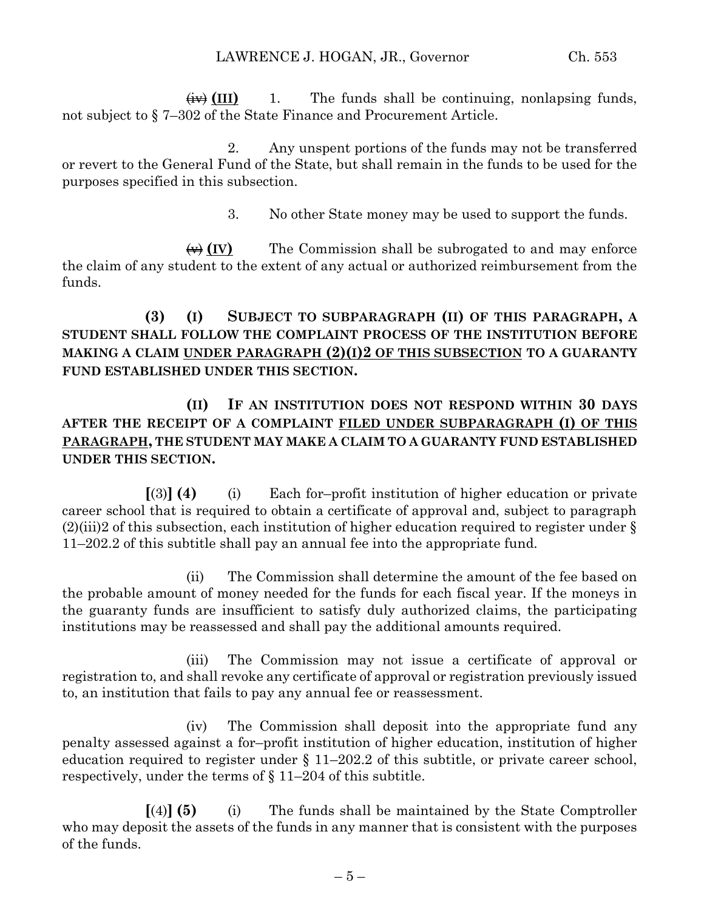~~(iv)~~ **(III)** 1. The funds shall be continuing, nonlapsing funds, not subject to § 7–302 of the State Finance and Procurement Article.

2. Any unspent portions of the funds may not be transferred or revert to the General Fund of the State, but shall remain in the funds to be used for the purposes specified in this subsection.

3. No other State money may be used to support the funds.

~~(v)~~ **(IV)** The Commission shall be subrogated to and may enforce the claim of any student to the extent of any actual or authorized reimbursement from the funds.

**(3) (I) SUBJECT TO SUBPARAGRAPH (II) OF THIS PARAGRAPH, A STUDENT SHALL FOLLOW THE COMPLAINT PROCESS OF THE INSTITUTION BEFORE MAKING A CLAIM <u>UNDER PARAGRAPH (2)(I)2 OF THIS SUBSECTION</u> TO A GUARANTY FUND ESTABLISHED UNDER THIS SECTION.**

**(II) IF AN INSTITUTION DOES NOT RESPOND WITHIN 30 DAYS AFTER THE RECEIPT OF A COMPLAINT <u>FILED UNDER SUBPARAGRAPH (I) OF THIS PARAGRAPH</u>, THE STUDENT MAY MAKE A CLAIM TO A GUARANTY FUND ESTABLISHED UNDER THIS SECTION.**

**[**(3)**] (4)** (i) Each for–profit institution of higher education or private career school that is required to obtain a certificate of approval and, subject to paragraph (2)(iii)2 of this subsection, each institution of higher education required to register under § 11–202.2 of this subtitle shall pay an annual fee into the appropriate fund.

(ii) The Commission shall determine the amount of the fee based on the probable amount of money needed for the funds for each fiscal year. If the moneys in the guaranty funds are insufficient to satisfy duly authorized claims, the participating institutions may be reassessed and shall pay the additional amounts required.

(iii) The Commission may not issue a certificate of approval or registration to, and shall revoke any certificate of approval or registration previously issued to, an institution that fails to pay any annual fee or reassessment.

(iv) The Commission shall deposit into the appropriate fund any penalty assessed against a for–profit institution of higher education, institution of higher education required to register under § 11–202.2 of this subtitle, or private career school, respectively, under the terms of § 11–204 of this subtitle.

**[**(4)**] (5)** (i) The funds shall be maintained by the State Comptroller who may deposit the assets of the funds in any manner that is consistent with the purposes of the funds.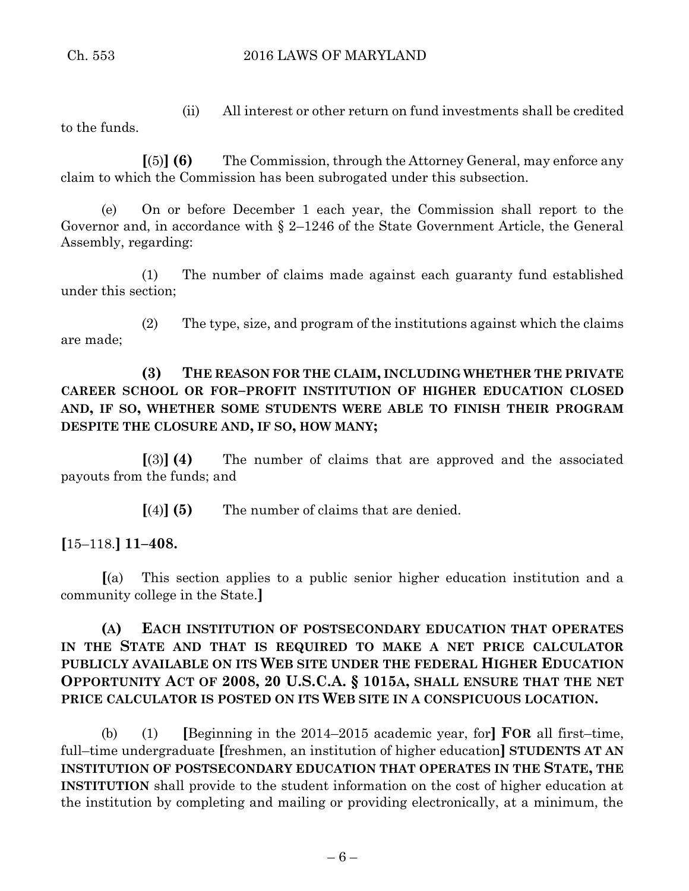(ii) All interest or other return on fund investments shall be credited to the funds.

[(5)] **(6)** The Commission, through the Attorney General, may enforce any claim to which the Commission has been subrogated under this subsection.

(e) On or before December 1 each year, the Commission shall report to the Governor and, in accordance with § 2–1246 of the State Government Article, the General Assembly, regarding:

(1) The number of claims made against each guaranty fund established under this section;

(2) The type, size, and program of the institutions against which the claims are made;

**(3) THE REASON FOR THE CLAIM, INCLUDING WHETHER THE PRIVATE CAREER SCHOOL OR FOR–PROFIT INSTITUTION OF HIGHER EDUCATION CLOSED AND, IF SO, WHETHER SOME STUDENTS WERE ABLE TO FINISH THEIR PROGRAM DESPITE THE CLOSURE AND, IF SO, HOW MANY;**

[(3)] **(4)** The number of claims that are approved and the associated payouts from the funds; and

[(4)] **(5)** The number of claims that are denied.

[15–118.] **11–408.**

[(a) This section applies to a public senior higher education institution and a community college in the State.]

**(A) EACH INSTITUTION OF POSTSECONDARY EDUCATION THAT OPERATES IN THE STATE AND THAT IS REQUIRED TO MAKE A NET PRICE CALCULATOR PUBLICLY AVAILABLE ON ITS WEB SITE UNDER THE FEDERAL HIGHER EDUCATION OPPORTUNITY ACT OF 2008, 20 U.S.C.A. § 1015A, SHALL ENSURE THAT THE NET PRICE CALCULATOR IS POSTED ON ITS WEB SITE IN A CONSPICUOUS LOCATION.**

(b) (1) [Beginning in the 2014–2015 academic year, for] **FOR** all first–time, full–time undergraduate [freshmen, an institution of higher education] **STUDENTS AT AN INSTITUTION OF POSTSECONDARY EDUCATION THAT OPERATES IN THE STATE, THE INSTITUTION** shall provide to the student information on the cost of higher education at the institution by completing and mailing or providing electronically, at a minimum, the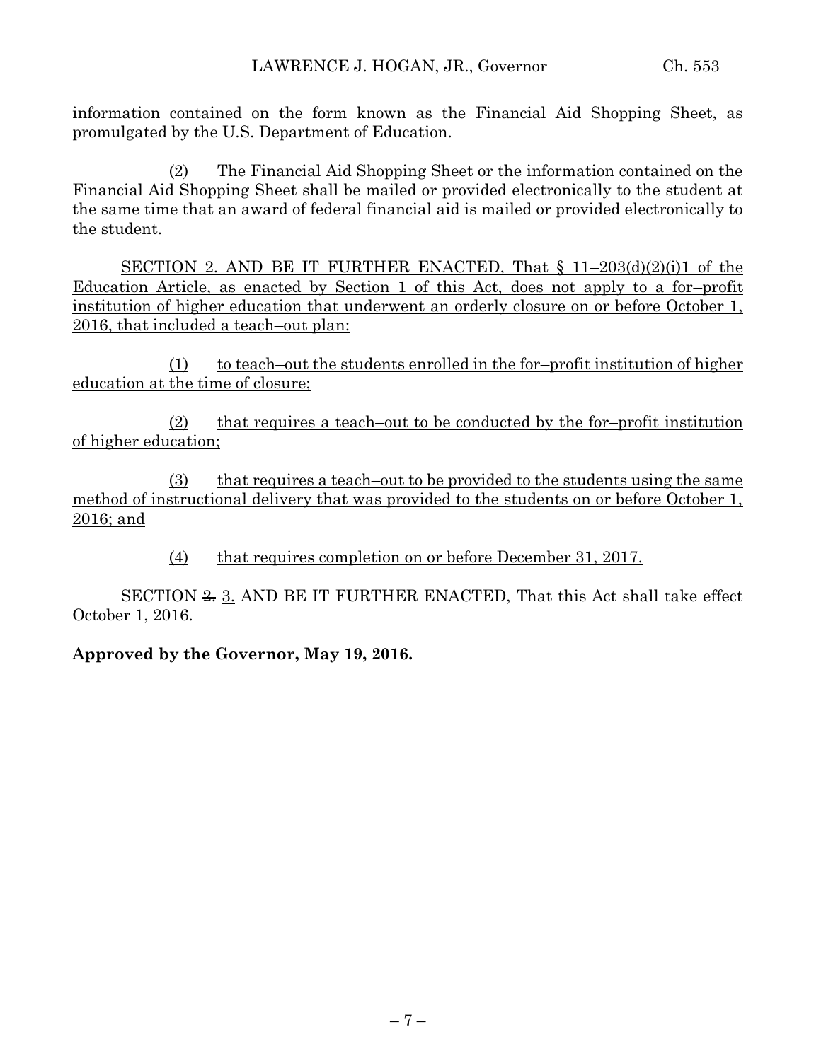information contained on the form known as the Financial Aid Shopping Sheet, as promulgated by the U.S. Department of Education.

(2) The Financial Aid Shopping Sheet or the information contained on the Financial Aid Shopping Sheet shall be mailed or provided electronically to the student at the same time that an award of federal financial aid is mailed or provided electronically to the student.

<u>SECTION 2. AND BE IT FURTHER ENACTED, That § 11–203(d)(2)(i)1 of the Education Article, as enacted by Section 1 of this Act, does not apply to a for–profit institution of higher education that underwent an orderly closure on or before October 1, 2016, that included a teach–out plan:</u>

<u>(1) to teach–out the students enrolled in the for–profit institution of higher education at the time of closure;</u>

<u>(2) that requires a teach–out to be conducted by the for–profit institution of higher education;</u>

<u>(3) that requires a teach–out to be provided to the students using the same method of instructional delivery that was provided to the students on or before October 1, 2016; and</u>

<u>(4) that requires completion on or before December 31, 2017.</u>

SECTION ~~2.~~ <u>3.</u> AND BE IT FURTHER ENACTED, That this Act shall take effect October 1, 2016.

**Approved by the Governor, May 19, 2016.**